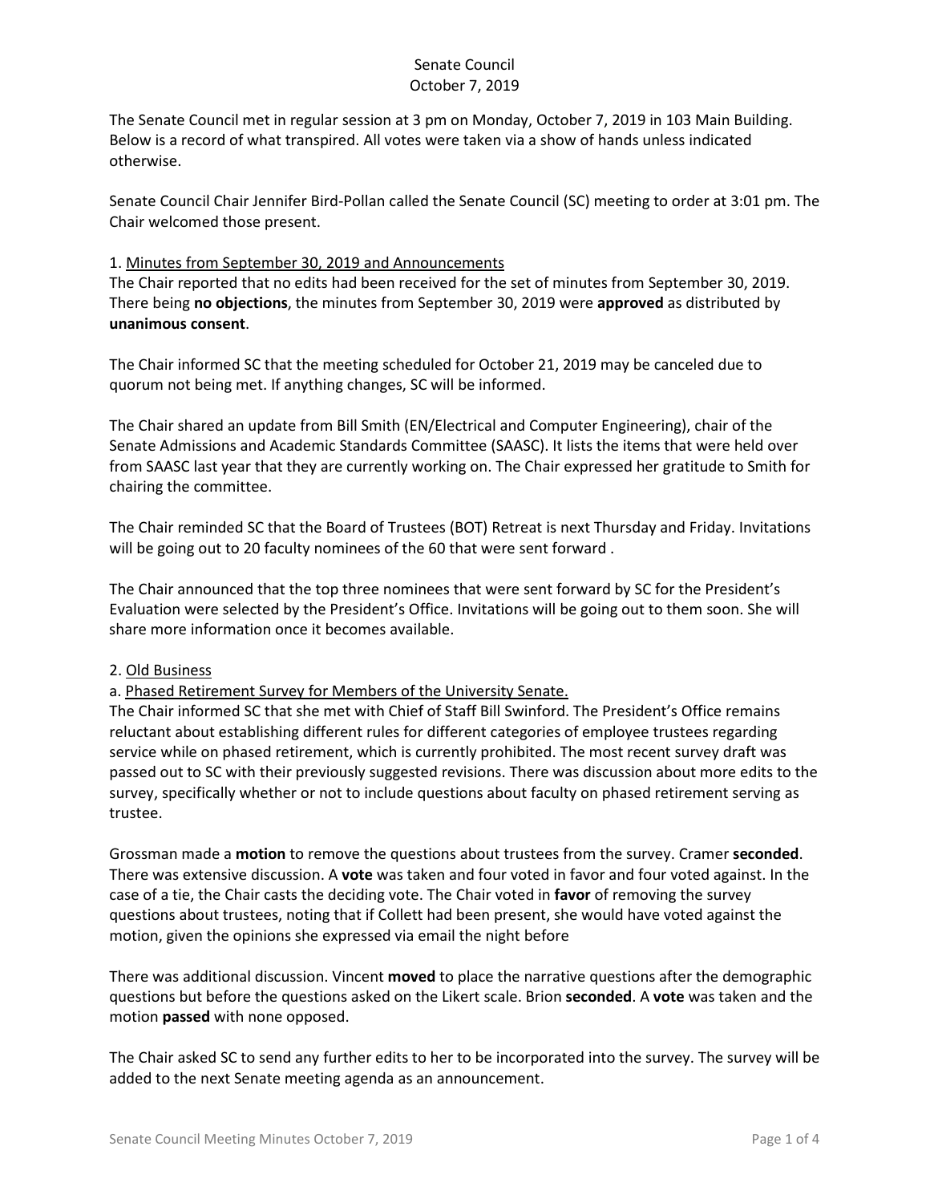# Senate Council
## October 7, 2019

The Senate Council met in regular session at 3 pm on Monday, October 7, 2019 in 103 Main Building. Below is a record of what transpired. All votes were taken via a show of hands unless indicated otherwise.

Senate Council Chair Jennifer Bird-Pollan called the Senate Council (SC) meeting to order at 3:01 pm. The Chair welcomed those present.

1. Minutes from September 30, 2019 and Announcements

The Chair reported that no edits had been received for the set of minutes from September 30, 2019. There being **no objections**, the minutes from September 30, 2019 were **approved** as distributed by **unanimous consent**.

The Chair informed SC that the meeting scheduled for October 21, 2019 may be canceled due to quorum not being met. If anything changes, SC will be informed.

The Chair shared an update from Bill Smith (EN/Electrical and Computer Engineering), chair of the Senate Admissions and Academic Standards Committee (SAASC). It lists the items that were held over from SAASC last year that they are currently working on. The Chair expressed her gratitude to Smith for chairing the committee.

The Chair reminded SC that the Board of Trustees (BOT) Retreat is next Thursday and Friday. Invitations will be going out to 20 faculty nominees of the 60 that were sent forward .

The Chair announced that the top three nominees that were sent forward by SC for the President's Evaluation were selected by the President's Office. Invitations will be going out to them soon. She will share more information once it becomes available.

2. Old Business

a. Phased Retirement Survey for Members of the University Senate.

The Chair informed SC that she met with Chief of Staff Bill Swinford. The President's Office remains reluctant about establishing different rules for different categories of employee trustees regarding service while on phased retirement, which is currently prohibited. The most recent survey draft was passed out to SC with their previously suggested revisions. There was discussion about more edits to the survey, specifically whether or not to include questions about faculty on phased retirement serving as trustee.

Grossman made a **motion** to remove the questions about trustees from the survey. Cramer **seconded**. There was extensive discussion. A **vote** was taken and four voted in favor and four voted against. In the case of a tie, the Chair casts the deciding vote. The Chair voted in **favor** of removing the survey questions about trustees, noting that if Collett had been present, she would have voted against the motion, given the opinions she expressed via email the night before

There was additional discussion. Vincent **moved** to place the narrative questions after the demographic questions but before the questions asked on the Likert scale. Brion **seconded**. A **vote** was taken and the motion **passed** with none opposed.

The Chair asked SC to send any further edits to her to be incorporated into the survey. The survey will be added to the next Senate meeting agenda as an announcement.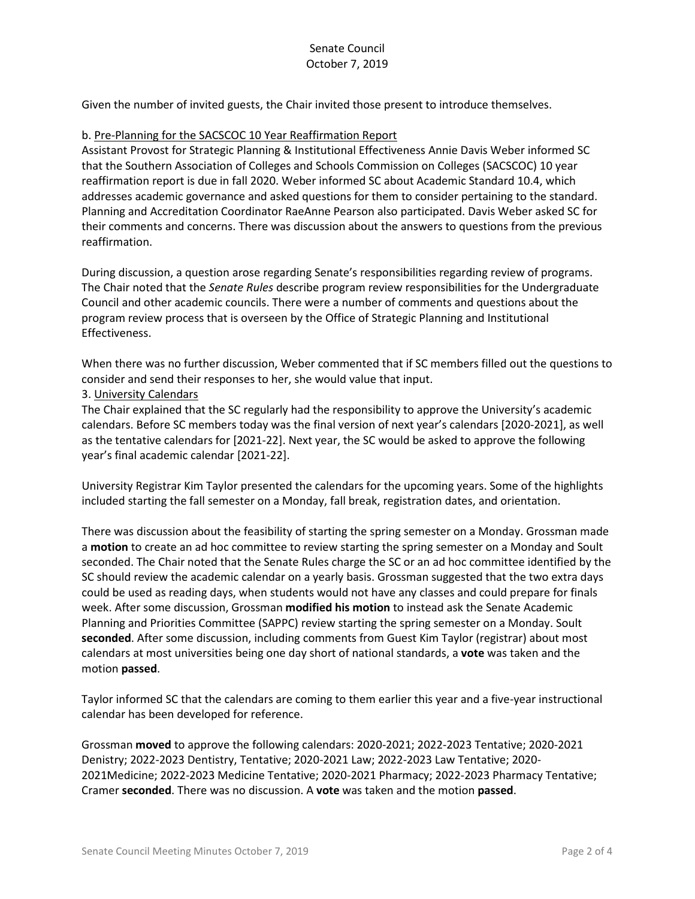Given the number of invited guests, the Chair invited those present to introduce themselves.

b. Pre-Planning for the SACSCOC 10 Year Reaffirmation Report

Assistant Provost for Strategic Planning & Institutional Effectiveness Annie Davis Weber informed SC that the Southern Association of Colleges and Schools Commission on Colleges (SACSCOC) 10 year reaffirmation report is due in fall 2020. Weber informed SC about Academic Standard 10.4, which addresses academic governance and asked questions for them to consider pertaining to the standard. Planning and Accreditation Coordinator RaeAnne Pearson also participated. Davis Weber asked SC for their comments and concerns. There was discussion about the answers to questions from the previous reaffirmation.

During discussion, a question arose regarding Senate's responsibilities regarding review of programs. The Chair noted that the *Senate Rules* describe program review responsibilities for the Undergraduate Council and other academic councils. There were a number of comments and questions about the program review process that is overseen by the Office of Strategic Planning and Institutional Effectiveness.

When there was no further discussion, Weber commented that if SC members filled out the questions to consider and send their responses to her, she would value that input.

3. University Calendars

The Chair explained that the SC regularly had the responsibility to approve the University's academic calendars. Before SC members today was the final version of next year's calendars [2020-2021], as well as the tentative calendars for [2021-22]. Next year, the SC would be asked to approve the following year's final academic calendar [2021-22].

University Registrar Kim Taylor presented the calendars for the upcoming years. Some of the highlights included starting the fall semester on a Monday, fall break, registration dates, and orientation.

There was discussion about the feasibility of starting the spring semester on a Monday. Grossman made a **motion** to create an ad hoc committee to review starting the spring semester on a Monday and Soult seconded. The Chair noted that the Senate Rules charge the SC or an ad hoc committee identified by the SC should review the academic calendar on a yearly basis. Grossman suggested that the two extra days could be used as reading days, when students would not have any classes and could prepare for finals week. After some discussion, Grossman **modified his motion** to instead ask the Senate Academic Planning and Priorities Committee (SAPPC) review starting the spring semester on a Monday. Soult **seconded**. After some discussion, including comments from Guest Kim Taylor (registrar) about most calendars at most universities being one day short of national standards, a **vote** was taken and the motion **passed**.

Taylor informed SC that the calendars are coming to them earlier this year and a five-year instructional calendar has been developed for reference.

Grossman **moved** to approve the following calendars: 2020-2021; 2022-2023 Tentative; 2020-2021 Denistry; 2022-2023 Dentistry, Tentative; 2020-2021 Law; 2022-2023 Law Tentative; 2020-2021Medicine; 2022-2023 Medicine Tentative; 2020-2021 Pharmacy; 2022-2023 Pharmacy Tentative; Cramer **seconded**. There was no discussion. A **vote** was taken and the motion **passed**.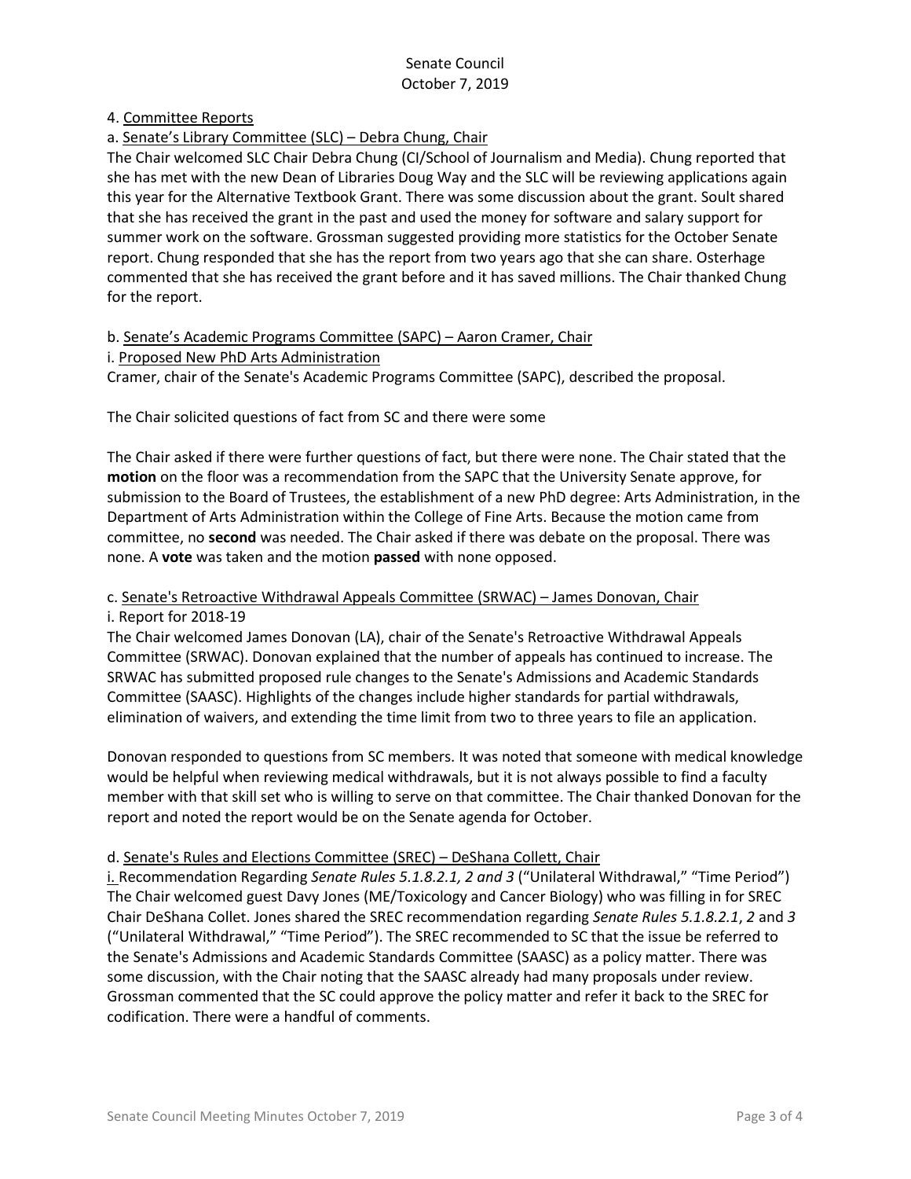4. Committee Reports

a. Senate's Library Committee (SLC) – Debra Chung, Chair

The Chair welcomed SLC Chair Debra Chung (CI/School of Journalism and Media). Chung reported that she has met with the new Dean of Libraries Doug Way and the SLC will be reviewing applications again this year for the Alternative Textbook Grant. There was some discussion about the grant. Soult shared that she has received the grant in the past and used the money for software and salary support for summer work on the software. Grossman suggested providing more statistics for the October Senate report. Chung responded that she has the report from two years ago that she can share. Osterhage commented that she has received the grant before and it has saved millions. The Chair thanked Chung for the report.

b. Senate's Academic Programs Committee (SAPC) – Aaron Cramer, Chair

i. Proposed New PhD Arts Administration

Cramer, chair of the Senate's Academic Programs Committee (SAPC), described the proposal.

The Chair solicited questions of fact from SC and there were some

The Chair asked if there were further questions of fact, but there were none. The Chair stated that the **motion** on the floor was a recommendation from the SAPC that the University Senate approve, for submission to the Board of Trustees, the establishment of a new PhD degree: Arts Administration, in the Department of Arts Administration within the College of Fine Arts. Because the motion came from committee, no **second** was needed. The Chair asked if there was debate on the proposal. There was none. A **vote** was taken and the motion **passed** with none opposed.

c. Senate's Retroactive Withdrawal Appeals Committee (SRWAC) – James Donovan, Chair

i. Report for 2018-19

The Chair welcomed James Donovan (LA), chair of the Senate's Retroactive Withdrawal Appeals Committee (SRWAC). Donovan explained that the number of appeals has continued to increase. The SRWAC has submitted proposed rule changes to the Senate's Admissions and Academic Standards Committee (SAASC). Highlights of the changes include higher standards for partial withdrawals, elimination of waivers, and extending the time limit from two to three years to file an application.

Donovan responded to questions from SC members. It was noted that someone with medical knowledge would be helpful when reviewing medical withdrawals, but it is not always possible to find a faculty member with that skill set who is willing to serve on that committee. The Chair thanked Donovan for the report and noted the report would be on the Senate agenda for October.

d. Senate's Rules and Elections Committee (SREC) – DeShana Collett, Chair

i. Recommendation Regarding *Senate Rules 5.1.8.2.1, 2 and 3* ("Unilateral Withdrawal," "Time Period")

The Chair welcomed guest Davy Jones (ME/Toxicology and Cancer Biology) who was filling in for SREC Chair DeShana Collet. Jones shared the SREC recommendation regarding *Senate Rules 5.1.8.2.1*, *2* and *3* ("Unilateral Withdrawal," "Time Period"). The SREC recommended to SC that the issue be referred to the Senate's Admissions and Academic Standards Committee (SAASC) as a policy matter. There was some discussion, with the Chair noting that the SAASC already had many proposals under review. Grossman commented that the SC could approve the policy matter and refer it back to the SREC for codification. There were a handful of comments.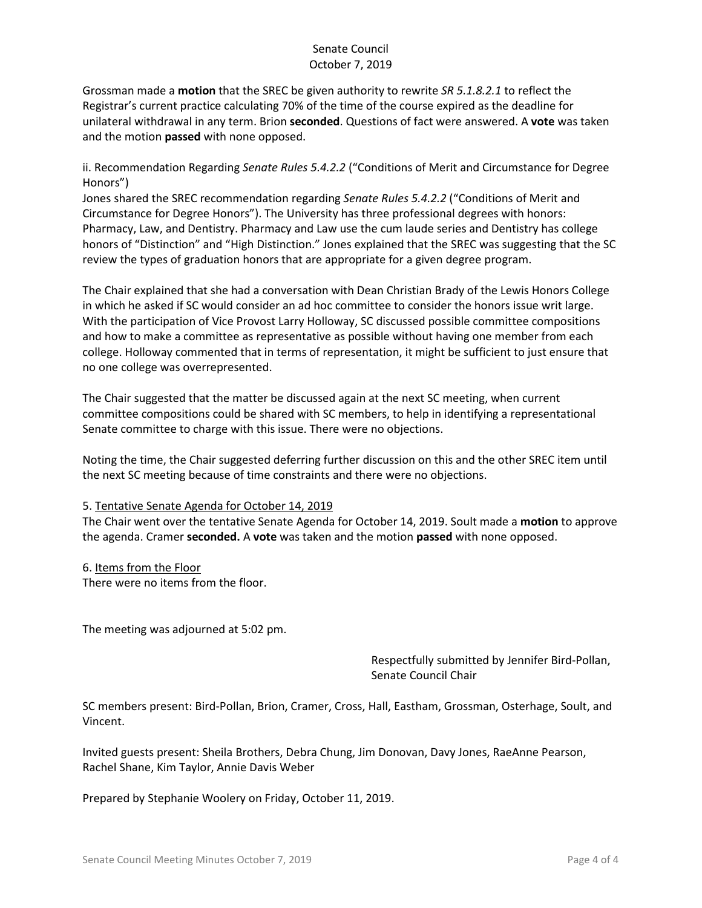Grossman made a **motion** that the SREC be given authority to rewrite *SR 5.1.8.2.1* to reflect the Registrar's current practice calculating 70% of the time of the course expired as the deadline for unilateral withdrawal in any term. Brion **seconded**. Questions of fact were answered. A **vote** was taken and the motion **passed** with none opposed.

ii. Recommendation Regarding *Senate Rules 5.4.2.2* ("Conditions of Merit and Circumstance for Degree Honors")
Jones shared the SREC recommendation regarding *Senate Rules 5.4.2.2* ("Conditions of Merit and Circumstance for Degree Honors"). The University has three professional degrees with honors: Pharmacy, Law, and Dentistry. Pharmacy and Law use the cum laude series and Dentistry has college honors of "Distinction" and "High Distinction." Jones explained that the SREC was suggesting that the SC review the types of graduation honors that are appropriate for a given degree program.

The Chair explained that she had a conversation with Dean Christian Brady of the Lewis Honors College in which he asked if SC would consider an ad hoc committee to consider the honors issue writ large. With the participation of Vice Provost Larry Holloway, SC discussed possible committee compositions and how to make a committee as representative as possible without having one member from each college. Holloway commented that in terms of representation, it might be sufficient to just ensure that no one college was overrepresented.

The Chair suggested that the matter be discussed again at the next SC meeting, when current committee compositions could be shared with SC members, to help in identifying a representational Senate committee to charge with this issue. There were no objections.

Noting the time, the Chair suggested deferring further discussion on this and the other SREC item until the next SC meeting because of time constraints and there were no objections.

5. <u>Tentative Senate Agenda for October 14, 2019</u>
The Chair went over the tentative Senate Agenda for October 14, 2019. Soult made a **motion** to approve the agenda. Cramer **seconded.** A **vote** was taken and the motion **passed** with none opposed.

6. <u>Items from the Floor</u>
There were no items from the floor.

The meeting was adjourned at 5:02 pm.

Respectfully submitted by Jennifer Bird-Pollan,
Senate Council Chair

SC members present: Bird-Pollan, Brion, Cramer, Cross, Hall, Eastham, Grossman, Osterhage, Soult, and Vincent.

Invited guests present: Sheila Brothers, Debra Chung, Jim Donovan, Davy Jones, RaeAnne Pearson, Rachel Shane, Kim Taylor, Annie Davis Weber

Prepared by Stephanie Woolery on Friday, October 11, 2019.